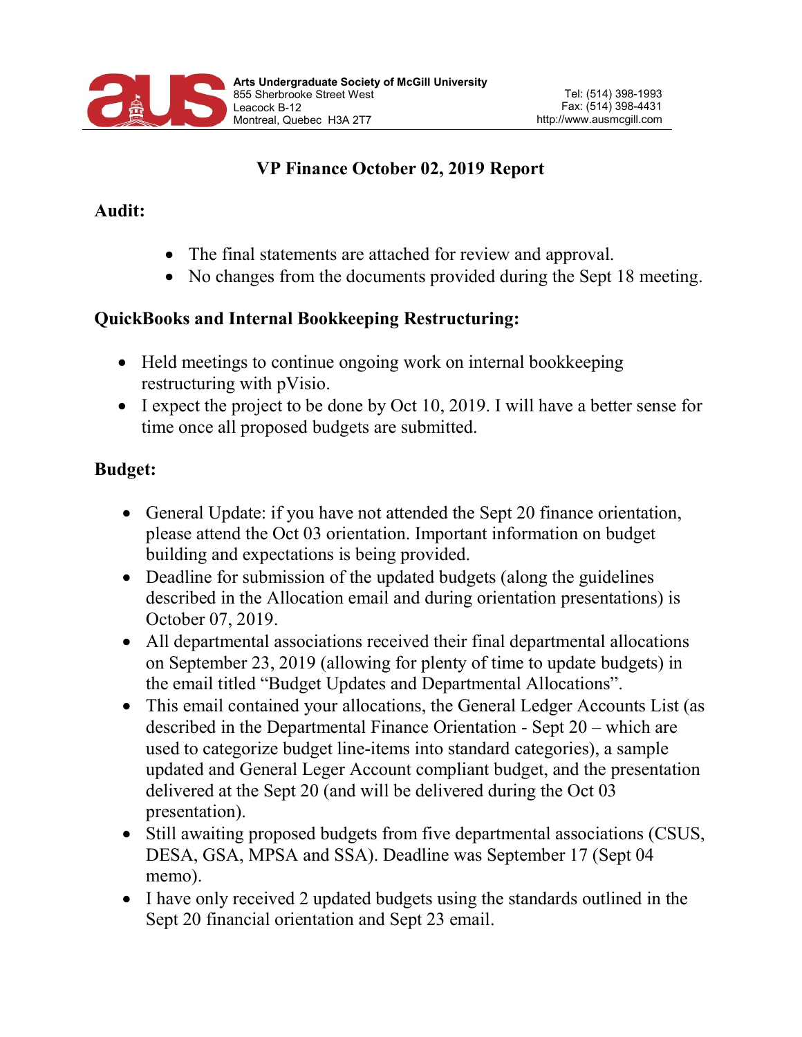Arts Undergraduate Society of McGill University
855 Sherbrooke Street West
Leacock B-12
Montreal, Quebec H3A 2T7

Tel: (514) 398-1993
Fax: (514) 398-4431
http://www.ausmcgill.com

# VP Finance October 02, 2019 Report

## Audit:

- The final statements are attached for review and approval.
- No changes from the documents provided during the Sept 18 meeting.

## QuickBooks and Internal Bookkeeping Restructuring:

- Held meetings to continue ongoing work on internal bookkeeping restructuring with pVisio.
- I expect the project to be done by Oct 10, 2019. I will have a better sense for time once all proposed budgets are submitted.

## Budget:

- General Update: if you have not attended the Sept 20 finance orientation, please attend the Oct 03 orientation. Important information on budget building and expectations is being provided.
- Deadline for submission of the updated budgets (along the guidelines described in the Allocation email and during orientation presentations) is October 07, 2019.
- All departmental associations received their final departmental allocations on September 23, 2019 (allowing for plenty of time to update budgets) in the email titled "Budget Updates and Departmental Allocations".
- This email contained your allocations, the General Ledger Accounts List (as described in the Departmental Finance Orientation - Sept 20 – which are used to categorize budget line-items into standard categories), a sample updated and General Leger Account compliant budget, and the presentation delivered at the Sept 20 (and will be delivered during the Oct 03 presentation).
- Still awaiting proposed budgets from five departmental associations (CSUS, DESA, GSA, MPSA and SSA). Deadline was September 17 (Sept 04 memo).
- I have only received 2 updated budgets using the standards outlined in the Sept 20 financial orientation and Sept 23 email.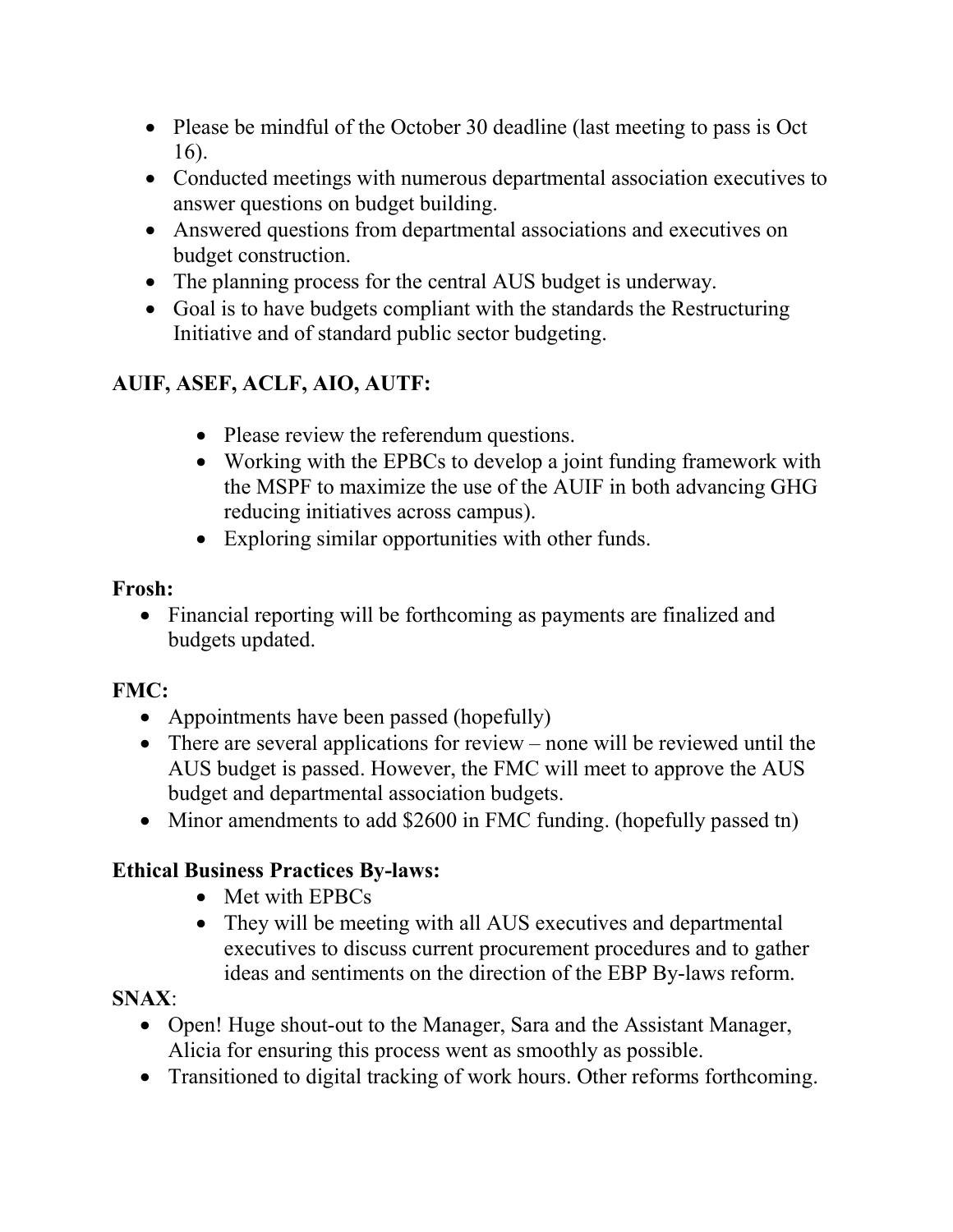- Please be mindful of the October 30 deadline (last meeting to pass is Oct 16).
- Conducted meetings with numerous departmental association executives to answer questions on budget building.
- Answered questions from departmental associations and executives on budget construction.
- The planning process for the central AUS budget is underway.
- Goal is to have budgets compliant with the standards the Restructuring Initiative and of standard public sector budgeting.

**AUIF, ASEF, ACLF, AIO, AUTF:**

- Please review the referendum questions.
- Working with the EPBCs to develop a joint funding framework with the MSPF to maximize the use of the AUIF in both advancing GHG reducing initiatives across campus).
- Exploring similar opportunities with other funds.

**Frosh:**

- Financial reporting will be forthcoming as payments are finalized and budgets updated.

**FMC:**

- Appointments have been passed (hopefully)
- There are several applications for review – none will be reviewed until the AUS budget is passed. However, the FMC will meet to approve the AUS budget and departmental association budgets.
- Minor amendments to add $2600 in FMC funding. (hopefully passed tn)

**Ethical Business Practices By-laws:**

- Met with EPBCs
- They will be meeting with all AUS executives and departmental executives to discuss current procurement procedures and to gather ideas and sentiments on the direction of the EBP By-laws reform.

**SNAX**:

- Open! Huge shout-out to the Manager, Sara and the Assistant Manager, Alicia for ensuring this process went as smoothly as possible.
- Transitioned to digital tracking of work hours. Other reforms forthcoming.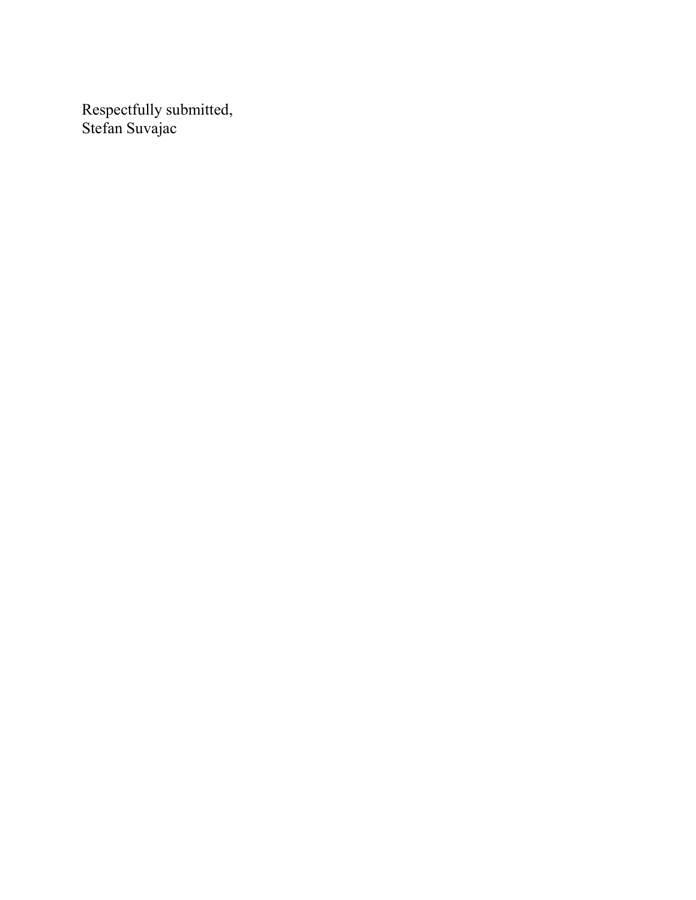Respectfully submitted,
Stefan Suvajac